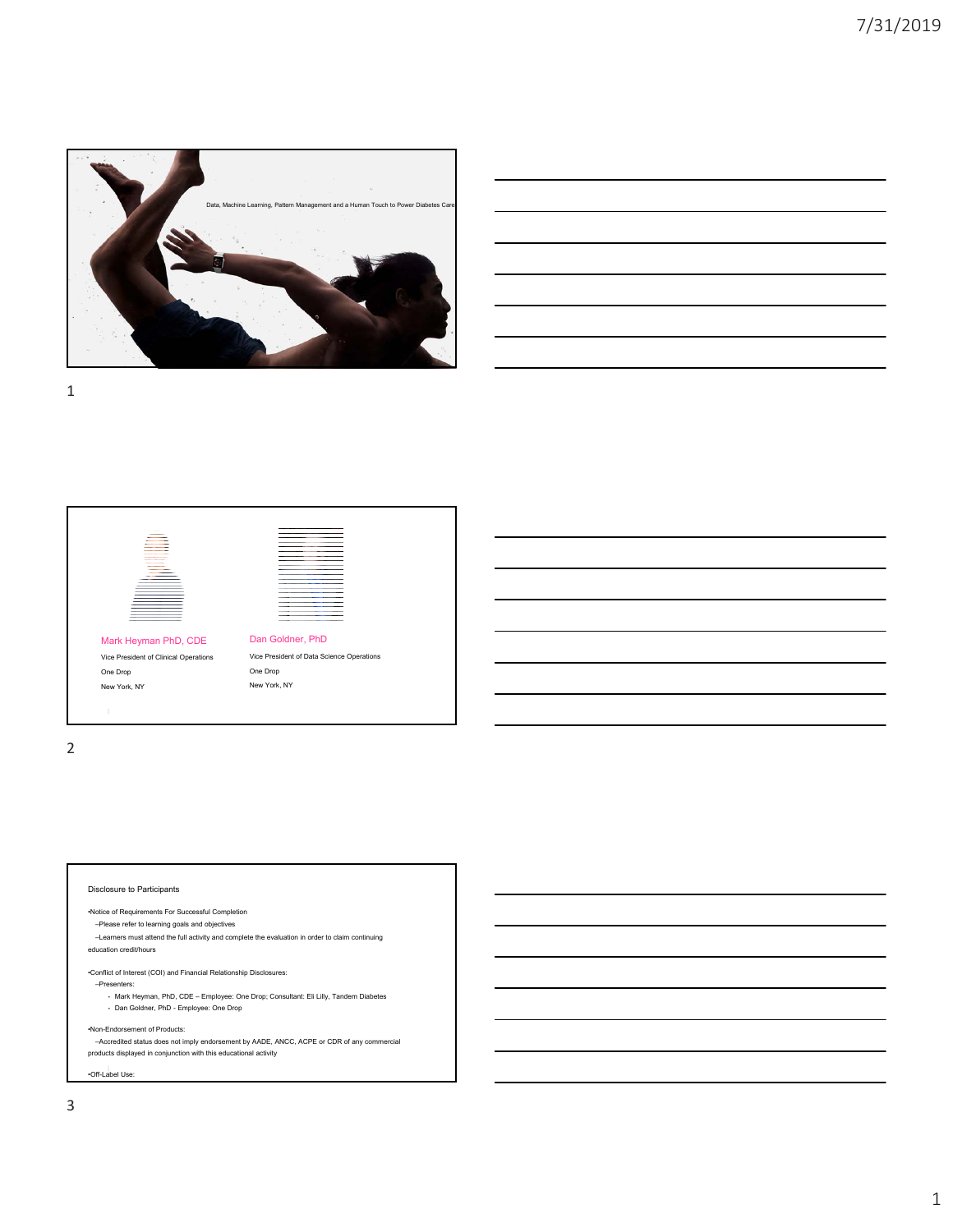Data, Machine Learning, Pattern Management and a Human Touch to Power Diabetes Care

Mark Heyman PhD, CDE
Vice President of Clinical Operations
One Drop
New York, NY

Dan Goldner, PhD
Vice President of Data Science Operations
One Drop
New York, NY

Disclosure to Participants

- Notice of Requirements For Successful Completion
  - Please refer to learning goals and objectives
  - Learners must attend the full activity and complete the evaluation in order to claim continuing education credit/hours
- Conflict of Interest (COI) and Financial Relationship Disclosures:
  - Presenters:
    - Mark Heyman, PhD, CDE – Employee: One Drop; Consultant: Eli Lilly, Tandem Diabetes
    - Dan Goldner, PhD - Employee: One Drop
- Non-Endorsement of Products:
  - Accredited status does not imply endorsement by AADE, ANCC, ACPE or CDR of any commercial products displayed in conjunction with this educational activity
- Off-Label Use: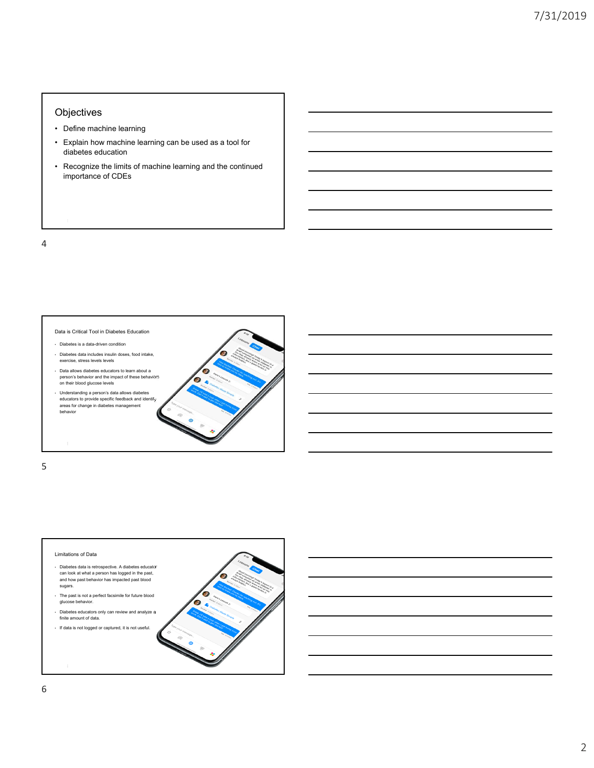## Objectives

- Define machine learning
- Explain how machine learning can be used as a tool for diabetes education
- Recognize the limits of machine learning and the continued importance of CDEs

## Data is Critical Tool in Diabetes Education

- Diabetes is a data-driven condition
- Diabetes data includes insulin doses, food intake, exercise, stress levels levels
- Data allows diabetes educators to learn about a person's behavior and the impact of these behaviors on their blood glucose levels
- Understanding a person's data allows diabetes educators to provide specific feedback and identify areas for change in diabetes management behavior

## Limitations of Data

- Diabetes data is retrospective. A diabetes educator can look at what a person has logged in the past, and how past behavior has impacted past blood sugars.
- The past is not a perfect facsimile for future blood glucose behavior.
- Diabetes educators only can review and analyze a finite amount of data.
- If data is not logged or captured, it is not useful.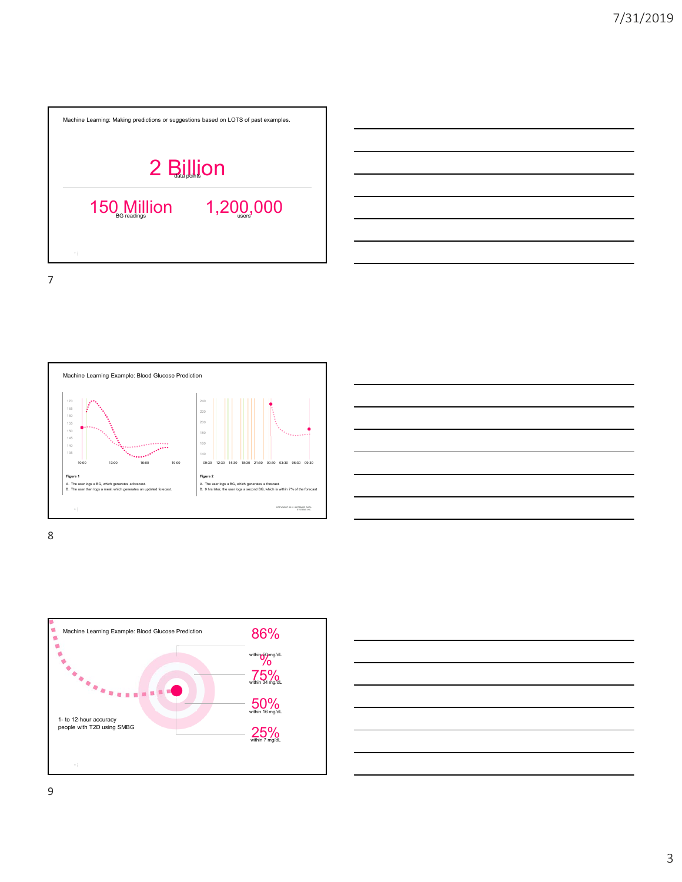Machine Learning: Making predictions or suggestions based on LOTS of past examples.

2 Billion
data points

150 Million
BG readings

1,200,000
users

Machine Learning Example: Blood Glucose Prediction

**Figure 1**

A. The user logs a BG, which generates a forecast.
B. The user then logs a meal, which generates an updated forecast.

**Figure 2**

A. The user logs a BG, which generates a forecast.
B. 9 hrs later, the user logs a second BG, which is within 7% of the forecast

Machine Learning Example: Blood Glucose Prediction

1- to 12-hour accuracy
people with T2D using SMBG

86%
within 50 mg/dL

75%
within 34 mg/dL

50%
within 16 mg/dL

25%
within 7 mg/dL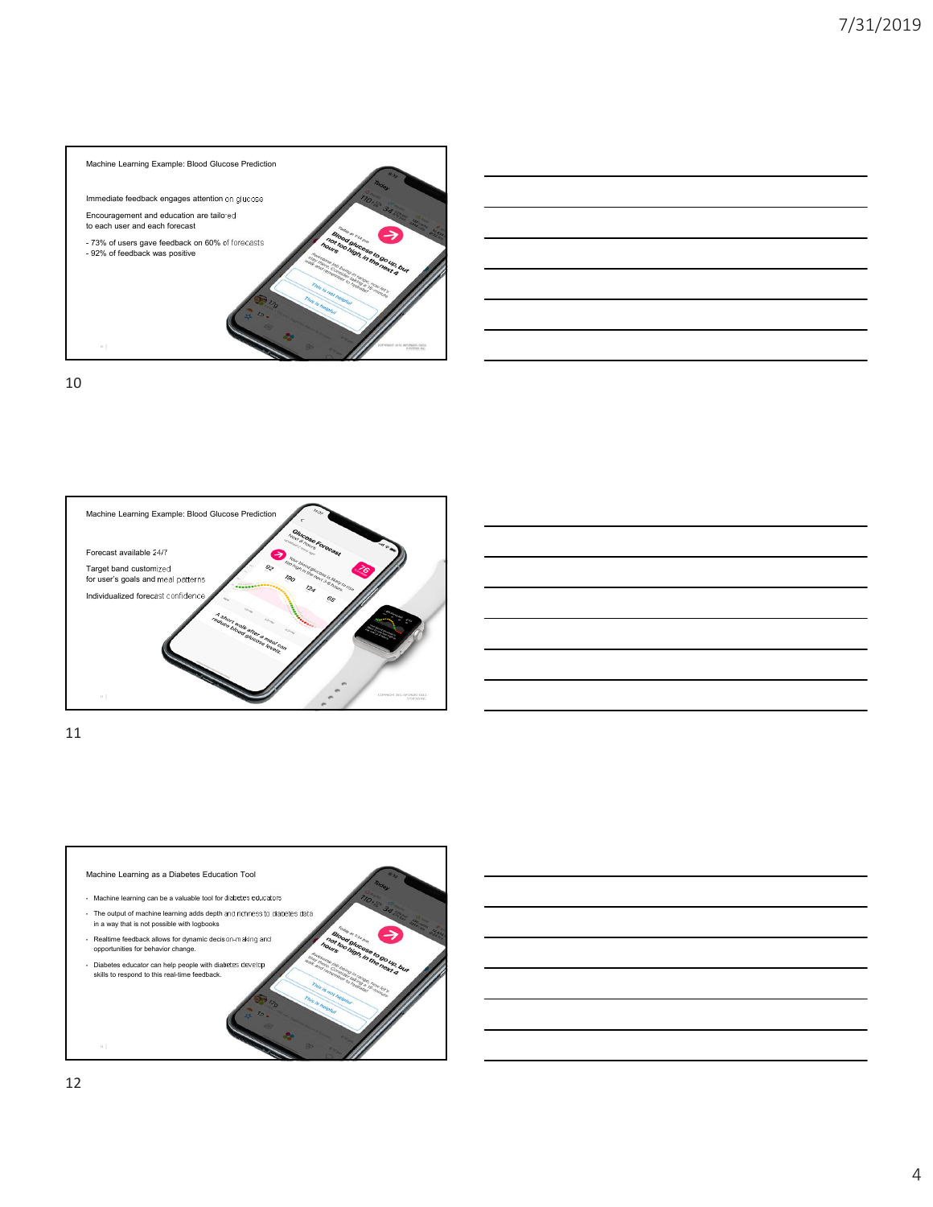## Machine Learning Example: Blood Glucose Prediction

Immediate feedback engages attention on glucose

Encouragement and education are tailored to each user and each forecast

- 73% of users gave feedback on 60% of forecasts
- 92% of feedback was positive

## Machine Learning Example: Blood Glucose Prediction

Forecast available 24/7

Target band customized for user's goals and meal patterns

Individualized forecast confidence

## Machine Learning as a Diabetes Education Tool

- Machine learning can be a valuable tool for diabetes educators
- The output of machine learning adds depth and richness to diabetes data in a way that is not possible with logbooks
- Realtime feedback allows for dynamic decision-making and opportunities for behavior change.
- Diabetes educator can help people with diabetes develop skills to respond to this real-time feedback.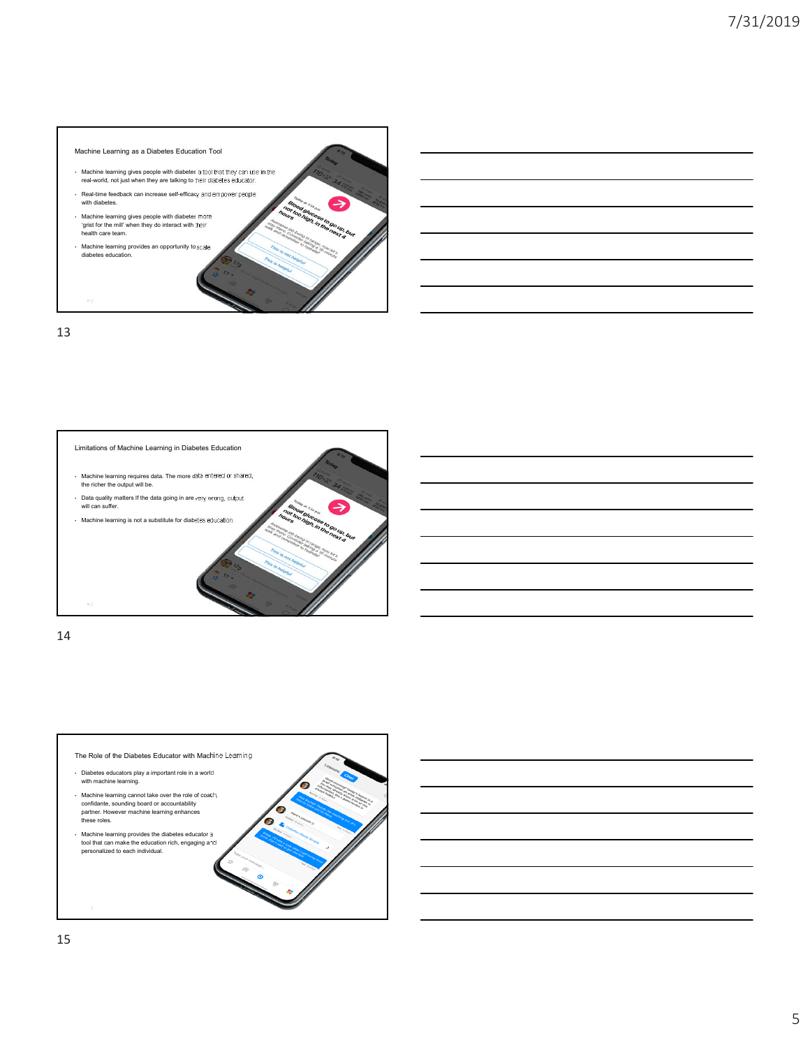## Machine Learning as a Diabetes Education Tool

- Machine learning gives people with diabetes a tool that they can use in the real-world, not just when they are talking to their diabetes educator.
- Real-time feedback can increase self-efficacy and empower people with diabetes.
- Machine learning gives people with diabetes more 'grist for the mill' when they do interact with their health care team.
- Machine learning provides an opportunity to scale diabetes education.

## Limitations of Machine Learning in Diabetes Education

- Machine learning requires data. The more data entered or shared, the richer the output will be.
- Data quality matters If the data going in are very wrong, output will can suffer.
- Machine learning is not a substitute for diabetes education.

## The Role of the Diabetes Educator with Machine Learning

- Diabetes educators play a important role in a world with machine learning.
- Machine learning cannot take over the role of coach, confidante, sounding board or accountability partner. However machine learning enhances these roles.
- Machine learning provides the diabetes educator a tool that can make the education rich, engaging and personalized to each individual.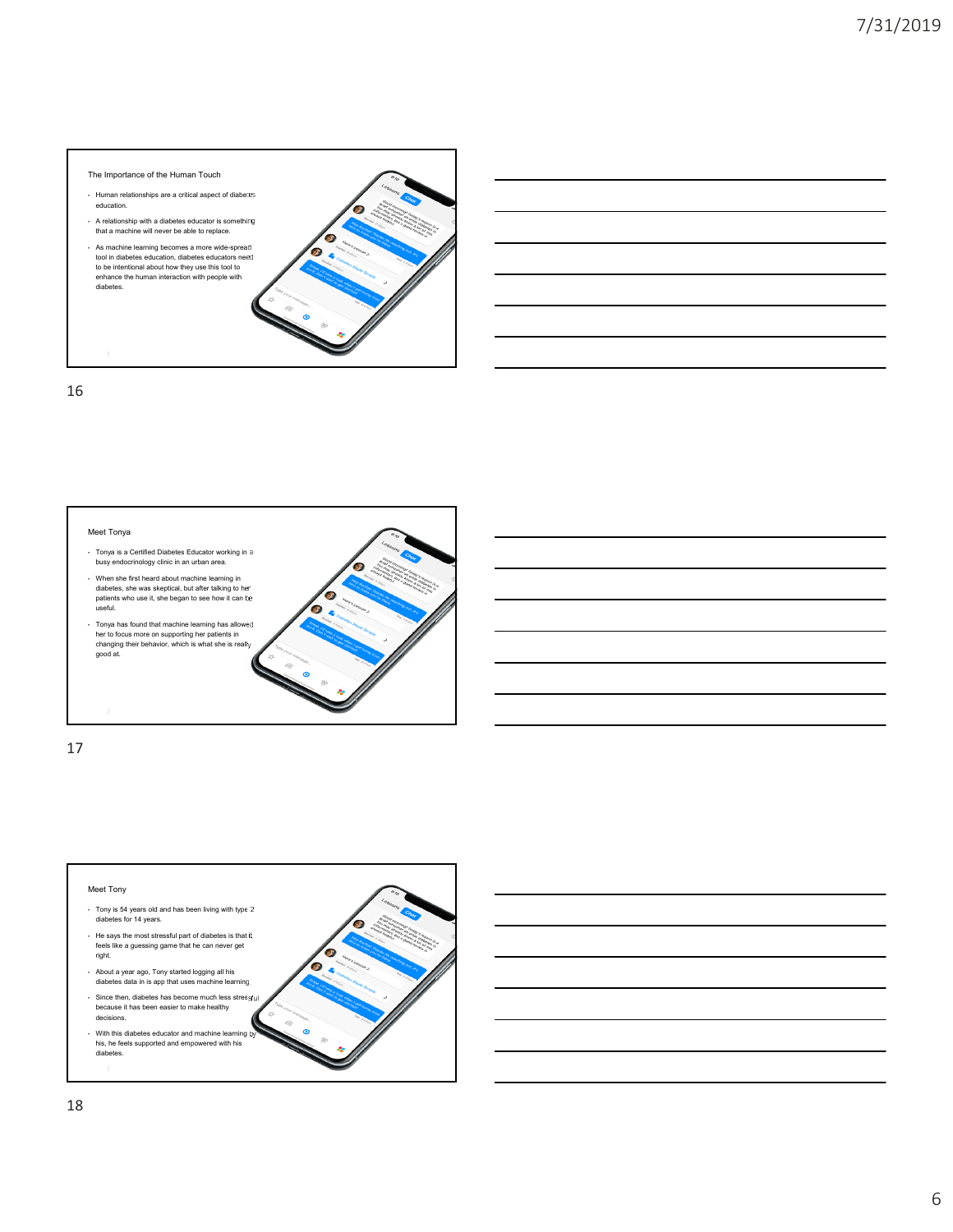## The Importance of the Human Touch

- Human relationships are a critical aspect of diabetes education.
- A relationship with a diabetes educator is something that a machine will never be able to replace.
- As machine learning becomes a more wide-spread tool in diabetes education, diabetes educators need to be intentional about how they use this tool to enhance the human interaction with people with diabetes.

## Meet Tonya

- Tonya is a Certified Diabetes Educator working in a busy endocrinology clinic in an urban area.
- When she first heard about machine learning in diabetes, she was skeptical, but after talking to her patients who use it, she began to see how it can be useful.
- Tonya has found that machine learning has allowed her to focus more on supporting her patients in changing their behavior, which is what she is really good at.

## Meet Tony

- Tony is 54 years old and has been living with type 2 diabetes for 14 years.
- He says the most stressful part of diabetes is that it feels like a guessing game that he can never get right.
- About a year ago, Tony started logging all his diabetes data in is app that uses machine learning.
- Since then, diabetes has become much less stressful because it has been easier to make healthy decisions.
- With this diabetes educator and machine learning by his, he feels supported and empowered with his diabetes.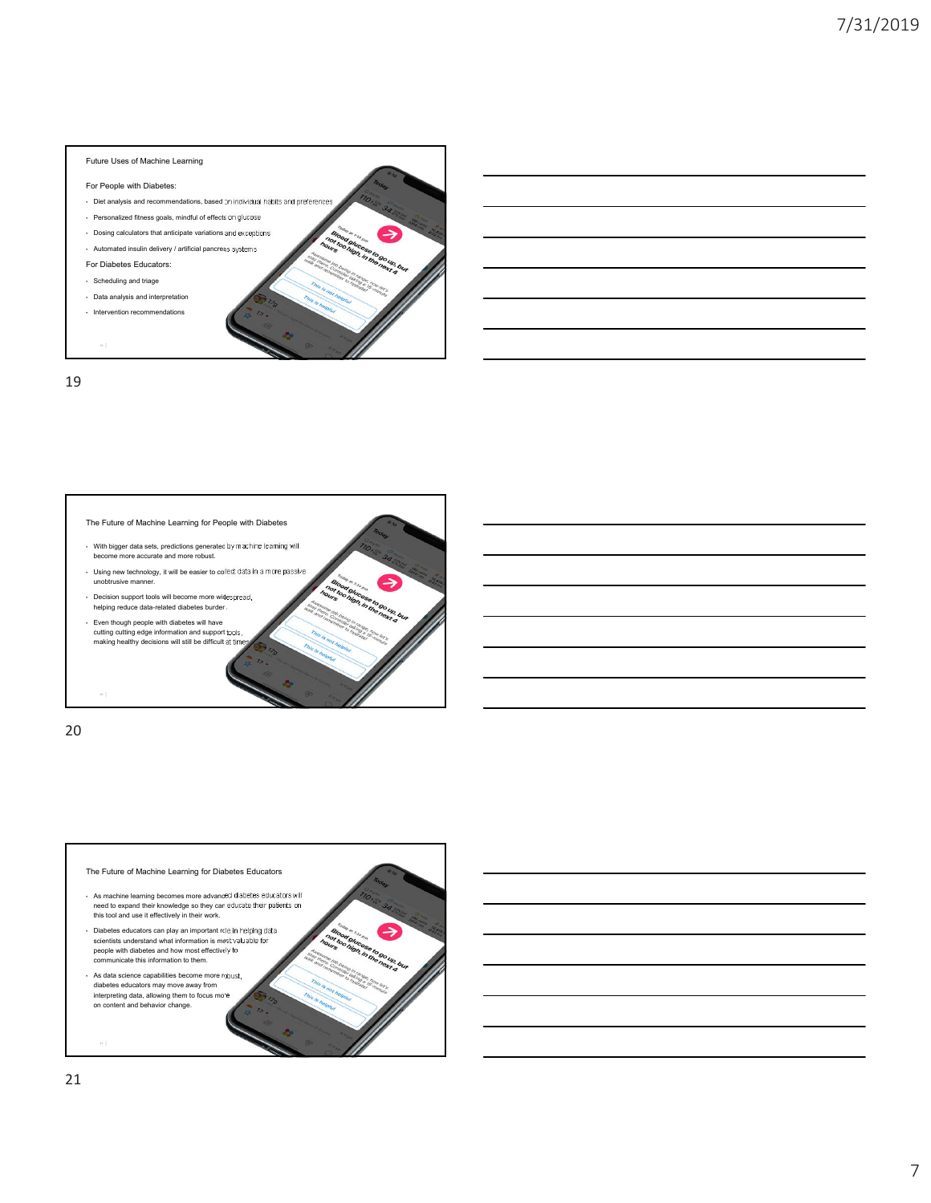## Future Uses of Machine Learning

For People with Diabetes:

- Diet analysis and recommendations, based on individual habits and preferences
- Personalized fitness goals, mindful of effects on glucose
- Dosing calculators that anticipate variations and exceptions
- Automated insulin delivery / artificial pancreas systems

For Diabetes Educators:

- Scheduling and triage
- Data analysis and interpretation
- Intervention recommendations

19

## The Future of Machine Learning for People with Diabetes

- With bigger data sets, predictions generated by machine learning will become more accurate and more robust.
- Using new technology, it will be easier to collect data in a more passive unobtrusive manner.
- Decision support tools will become more widespread, helping reduce data-related diabetes burden.
- Even though people with diabetes will have cutting cutting edge information and support tools, making healthy decisions will still be difficult at times.

20

## The Future of Machine Learning for Diabetes Educators

- As machine learning becomes more advanced diabetes educators will need to expand their knowledge so they can educate their patients on this tool and use it effectively in their work.
- Diabetes educators can play an important role in helping data scientists understand what information is most valuable for people with diabetes and how most effectively to communicate this information to them.
- As data science capabilities become more robust, diabetes educators may move away from interpreting data, allowing them to focus more on content and behavior change.

21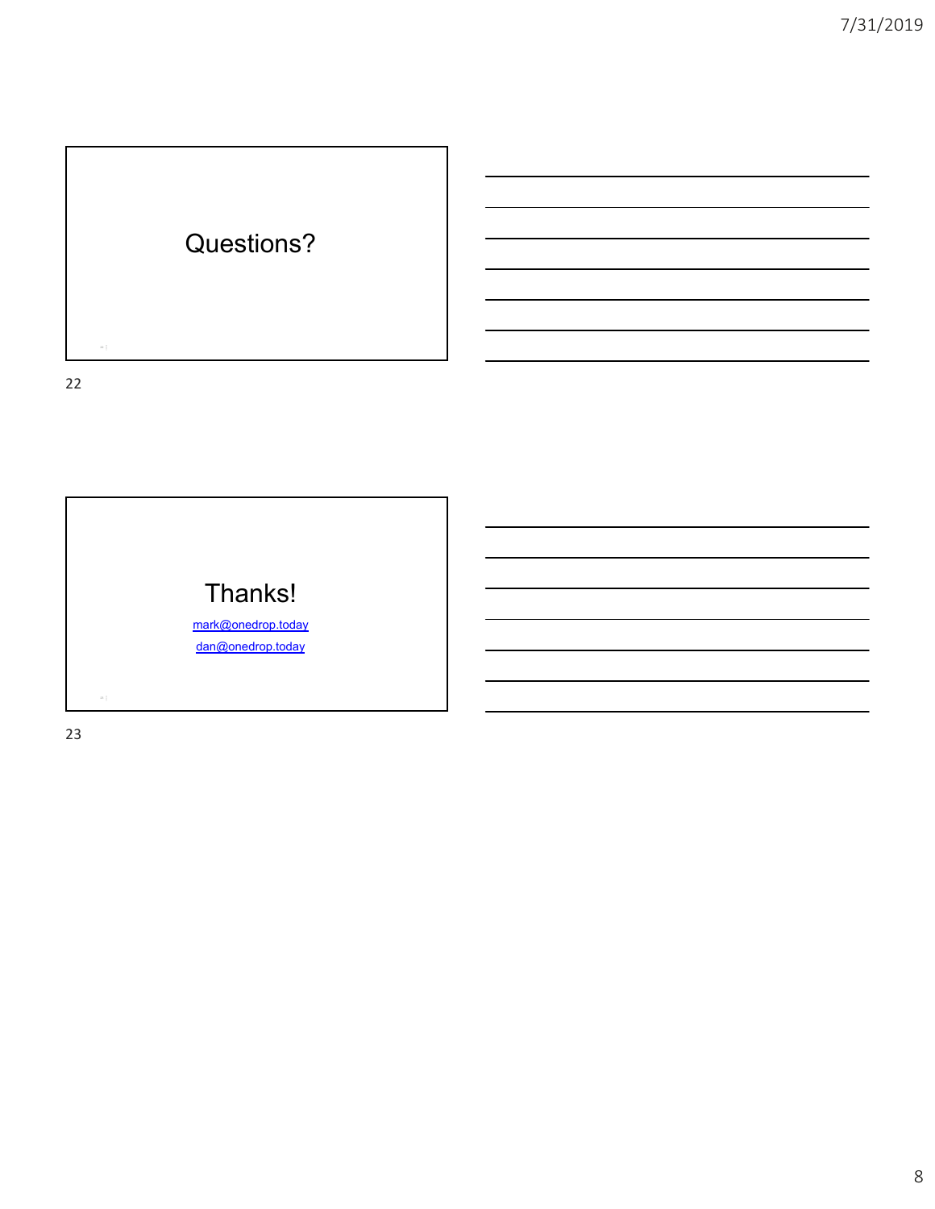## Questions?

## Thanks!

mark@onedrop.today

dan@onedrop.today